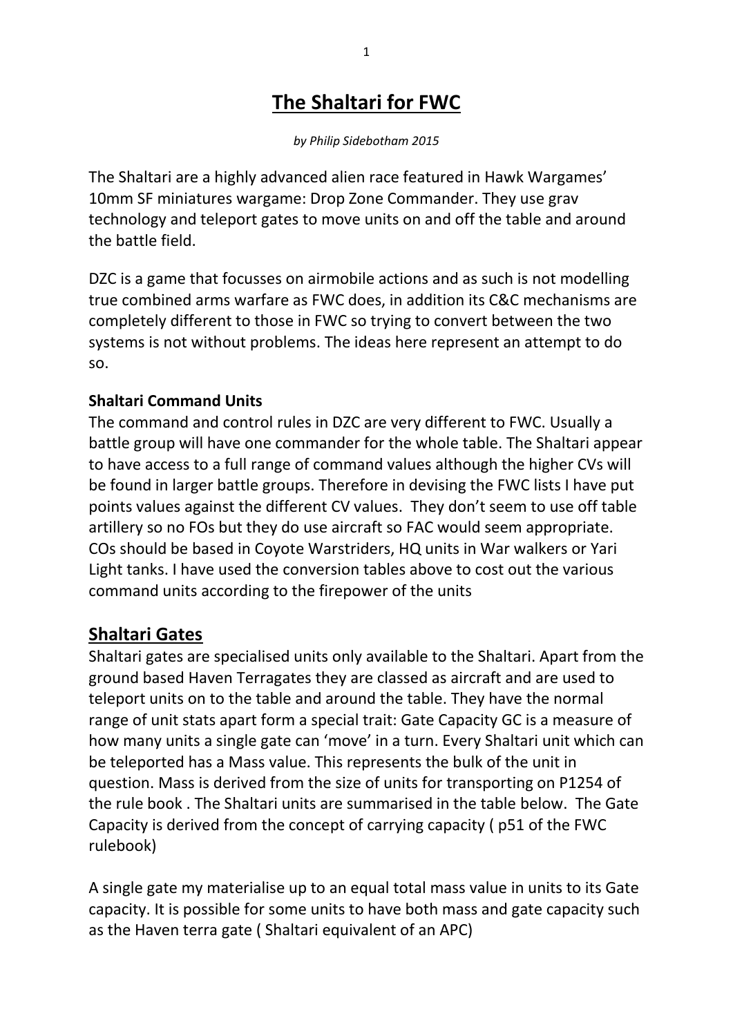# The Shaltari for FWC

*by Philip Sidebotham 2015*

The Shaltari are a highly advanced alien race featured in Hawk Wargames' 10mm SF miniatures wargame: Drop Zone Commander. They use grav technology and teleport gates to move units on and off the table and around the battle field.

DZC is a game that focusses on airmobile actions and as such is not modelling true combined arms warfare as FWC does, in addition its C&C mechanisms are completely different to those in FWC so trying to convert between the two systems is not without problems. The ideas here represent an attempt to do so.

**Shaltari Command Units**

The command and control rules in DZC are very different to FWC. Usually a battle group will have one commander for the whole table. The Shaltari appear to have access to a full range of command values although the higher CVs will be found in larger battle groups. Therefore in devising the FWC lists I have put points values against the different CV values. They don't seem to use off table artillery so no FOs but they do use aircraft so FAC would seem appropriate. COs should be based in Coyote Warstriders, HQ units in War walkers or Yari Light tanks. I have used the conversion tables above to cost out the various command units according to the firepower of the units

## Shaltari Gates

Shaltari gates are specialised units only available to the Shaltari. Apart from the ground based Haven Terragates they are classed as aircraft and are used to teleport units on to the table and around the table. They have the normal range of unit stats apart form a special trait: Gate Capacity GC is a measure of how many units a single gate can 'move' in a turn. Every Shaltari unit which can be teleported has a Mass value. This represents the bulk of the unit in question. Mass is derived from the size of units for transporting on P1254 of the rule book . The Shaltari units are summarised in the table below. The Gate Capacity is derived from the concept of carrying capacity ( p51 of the FWC rulebook)

A single gate my materialise up to an equal total mass value in units to its Gate capacity. It is possible for some units to have both mass and gate capacity such as the Haven terra gate ( Shaltari equivalent of an APC)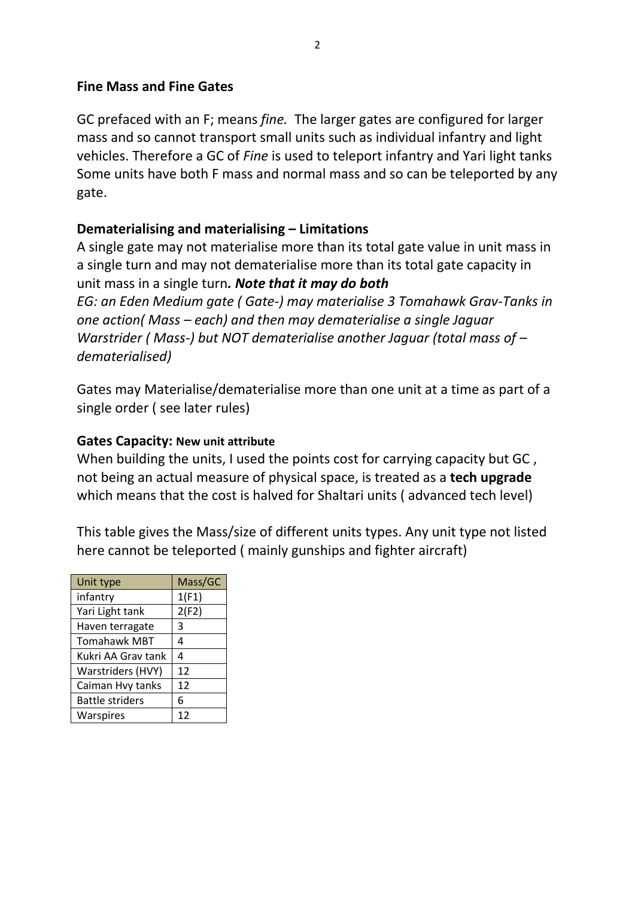### Fine Mass and Fine Gates

GC prefaced with an F; means *fine.* The larger gates are configured for larger mass and so cannot transport small units such as individual infantry and light vehicles. Therefore a GC of *Fine* is used to teleport infantry and Yari light tanks Some units have both F mass and normal mass and so can be teleported by any gate.

### Dematerialising and materialising – Limitations

A single gate may not materialise more than its total gate value in unit mass in a single turn and may not dematerialise more than its total gate capacity in unit mass in a single turn***. Note that it may do both***

*EG: an Eden Medium gate ( Gate-) may materialise 3 Tomahawk Grav-Tanks in one action( Mass – each) and then may dematerialise a single Jaguar Warstrider ( Mass-) but NOT dematerialise another Jaguar (total mass of – dematerialised)*

Gates may Materialise/dematerialise more than one unit at a time as part of a single order ( see later rules)

### Gates Capacity: New unit attribute

When building the units, I used the points cost for carrying capacity but GC , not being an actual measure of physical space, is treated as a **tech upgrade** which means that the cost is halved for Shaltari units ( advanced tech level)

This table gives the Mass/size of different units types. Any unit type not listed here cannot be teleported ( mainly gunships and fighter aircraft)

| Unit type | Mass/GC |
|---|---|
| infantry | 1(F1) |
| Yari Light tank | 2(F2) |
| Haven terragate | 3 |
| Tomahawk MBT | 4 |
| Kukri AA Grav tank | 4 |
| Warstriders (HVY) | 12 |
| Caiman Hvy tanks | 12 |
| Battle striders | 6 |
| Warspires | 12 |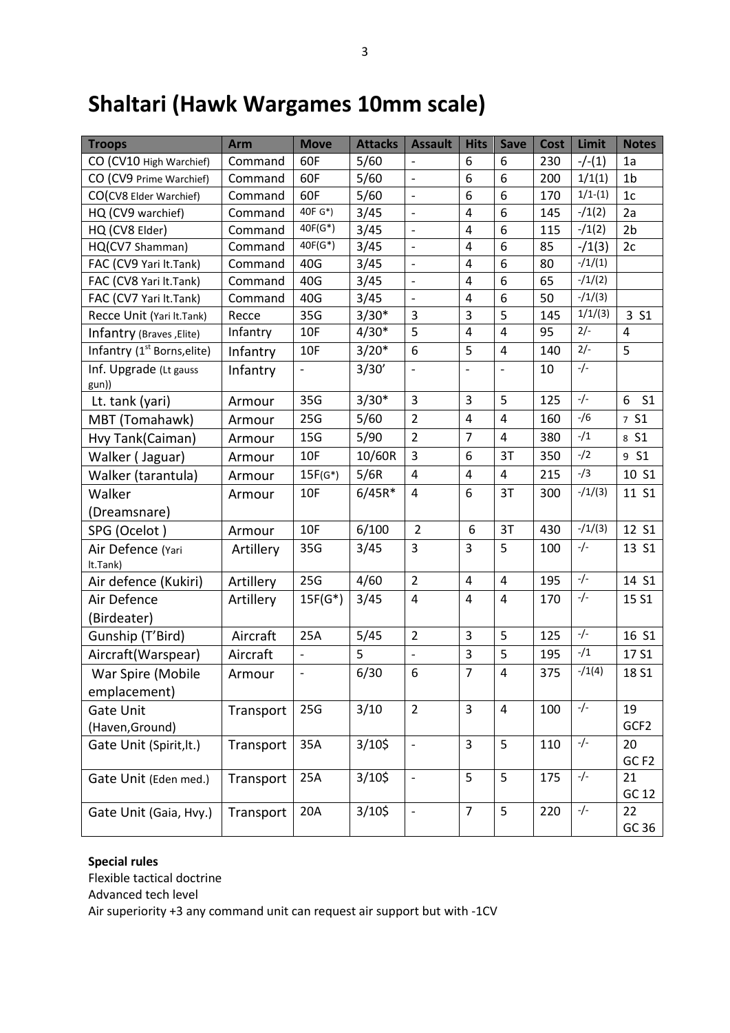# Shaltari (Hawk Wargames 10mm scale)

| Troops | Arm | Move | Attacks | Assault | Hits | Save | Cost | Limit | Notes |
|---|---|---|---|---|---|---|---|---|---|
| CO (CV10 High Warchief) | Command | 60F | 5/60 | - | 6 | 6 | 230 | -/-(1) | 1a |
| CO (CV9 Prime Warchief) | Command | 60F | 5/60 | - | 6 | 6 | 200 | 1/1(1) | 1b |
| CO(CV8 Elder Warchief) | Command | 60F | 5/60 | - | 6 | 6 | 170 | 1/1-(1) | 1c |
| HQ (CV9 warchief) | Command | 40F G*) | 3/45 | - | 4 | 6 | 145 | -/1(2) | 2a |
| HQ (CV8 Elder) | Command | 40F(G*) | 3/45 | - | 4 | 6 | 115 | -/1(2) | 2b |
| HQ(CV7 Shamman) | Command | 40F(G*) | 3/45 | - | 4 | 6 | 85 | -/1(3) | 2c |
| FAC (CV9 Yari lt.Tank) | Command | 40G | 3/45 | - | 4 | 6 | 80 | -/1/(1) | |
| FAC (CV8 Yari lt.Tank) | Command | 40G | 3/45 | - | 4 | 6 | 65 | -/1/(2) | |
| FAC (CV7 Yari lt.Tank) | Command | 40G | 3/45 | - | 4 | 6 | 50 | -/1/(3) | |
| Recce Unit (Yari lt.Tank) | Recce | 35G | 3/30* | 3 | 3 | 5 | 145 | 1/1/(3) | 3 S1 |
| Infantry (Braves ,Elite) | Infantry | 10F | 4/30* | 5 | 4 | 4 | 95 | 2/- | 4 |
| Infantry (1st Borns,elite) | Infantry | 10F | 3/20* | 6 | 5 | 4 | 140 | 2/- | 5 |
| Inf. Upgrade (Lt gauss gun)) | Infantry | - | 3/30' | - | - | - | 10 | -/- | |
| Lt. tank (yari) | Armour | 35G | 3/30* | 3 | 3 | 5 | 125 | -/- | 6 S1 |
| MBT (Tomahawk) | Armour | 25G | 5/60 | 2 | 4 | 4 | 160 | -/6 | 7 S1 |
| Hvy Tank(Caiman) | Armour | 15G | 5/90 | 2 | 7 | 4 | 380 | -/1 | 8 S1 |
| Walker ( Jaguar) | Armour | 10F | 10/60R | 3 | 6 | 3T | 350 | -/2 | 9 S1 |
| Walker (tarantula) | Armour | 15F(G*) | 5/6R | 4 | 4 | 4 | 215 | -/3 | 10 S1 |
| Walker (Dreamsnare) | Armour | 10F | 6/45R* | 4 | 6 | 3T | 300 | -/1/(3) | 11 S1 |
| SPG (Ocelot ) | Armour | 10F | 6/100 | 2 | 6 | 3T | 430 | -/1/(3) | 12 S1 |
| Air Defence (Yari lt.Tank) | Artillery | 35G | 3/45 | 3 | 3 | 5 | 100 | -/- | 13 S1 |
| Air defence (Kukiri) | Artillery | 25G | 4/60 | 2 | 4 | 4 | 195 | -/- | 14 S1 |
| Air Defence (Birdeater) | Artillery | 15F(G*) | 3/45 | 4 | 4 | 4 | 170 | -/- | 15 S1 |
| Gunship (T'Bird) | Aircraft | 25A | 5/45 | 2 | 3 | 5 | 125 | -/- | 16 S1 |
| Aircraft(Warspear) | Aircraft | - | 5 | - | 3 | 5 | 195 | -/1 | 17 S1 |
| War Spire (Mobile emplacement) | Armour | - | 6/30 | 6 | 7 | 4 | 375 | -/1(4) | 18 S1 |
| Gate Unit (Haven,Ground) | Transport | 25G | 3/10 | 2 | 3 | 4 | 100 | -/- | 19 GCF2 |
| Gate Unit (Spirit,lt.) | Transport | 35A | 3/10$ | - | 3 | 5 | 110 | -/- | 20 GC F2 |
| Gate Unit (Eden med.) | Transport | 25A | 3/10$ | - | 5 | 5 | 175 | -/- | 21 GC 12 |
| Gate Unit (Gaia, Hvy.) | Transport | 20A | 3/10$ | - | 7 | 5 | 220 | -/- | 22 GC 36 |

**Special rules**

Flexible tactical doctrine

Advanced tech level

Air superiority +3 any command unit can request air support but with -1CV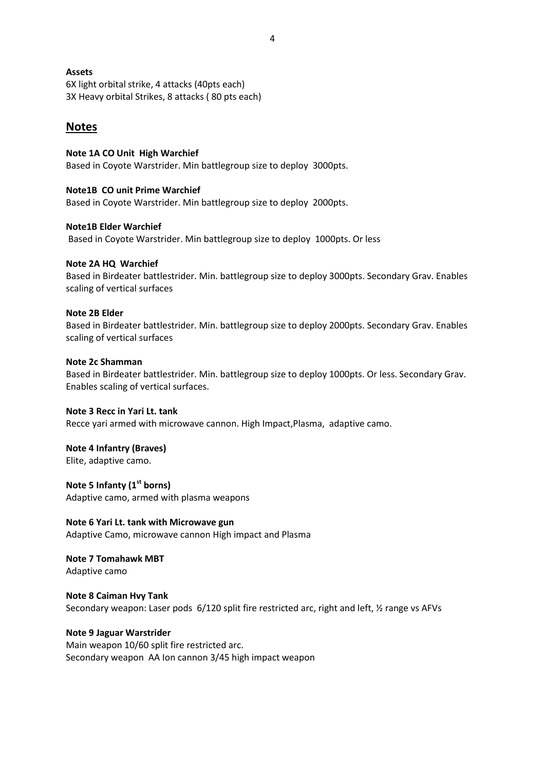**Assets**

6X light orbital strike, 4 attacks (40pts each)
3X Heavy orbital Strikes, 8 attacks ( 80 pts each)

## Notes

**Note 1A CO Unit High Warchief**
Based in Coyote Warstrider. Min battlegroup size to deploy 3000pts.

**Note1B CO unit Prime Warchief**
Based in Coyote Warstrider. Min battlegroup size to deploy 2000pts.

**Note1B Elder Warchief**
Based in Coyote Warstrider. Min battlegroup size to deploy 1000pts. Or less

**Note 2A HQ Warchief**
Based in Birdeater battlestrider. Min. battlegroup size to deploy 3000pts. Secondary Grav. Enables scaling of vertical surfaces

**Note 2B Elder**
Based in Birdeater battlestrider. Min. battlegroup size to deploy 2000pts. Secondary Grav. Enables scaling of vertical surfaces

**Note 2c Shamman**
Based in Birdeater battlestrider. Min. battlegroup size to deploy 1000pts. Or less. Secondary Grav. Enables scaling of vertical surfaces.

**Note 3 Recc in Yari Lt. tank**
Recce yari armed with microwave cannon. High Impact,Plasma, adaptive camo.

**Note 4 Infantry (Braves)**
Elite, adaptive camo.

**Note 5 Infanty (1st borns)**
Adaptive camo, armed with plasma weapons

**Note 6 Yari Lt. tank with Microwave gun**
Adaptive Camo, microwave cannon High impact and Plasma

**Note 7 Tomahawk MBT**
Adaptive camo

**Note 8 Caiman Hvy Tank**
Secondary weapon: Laser pods 6/120 split fire restricted arc, right and left, ½ range vs AFVs

**Note 9 Jaguar Warstrider**
Main weapon 10/60 split fire restricted arc.
Secondary weapon AA Ion cannon 3/45 high impact weapon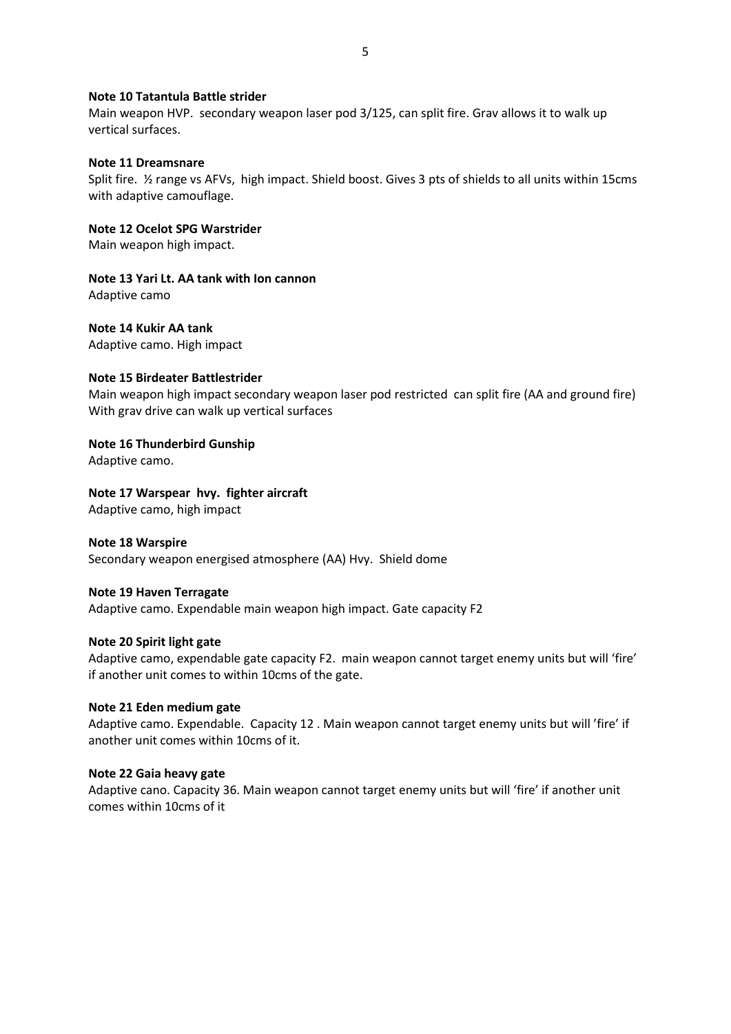**Note 10 Tatantula Battle strider**

Main weapon HVP.  secondary weapon laser pod 3/125, can split fire. Grav allows it to walk up vertical surfaces.

**Note 11 Dreamsnare**

Split fire.  ½ range vs AFVs,  high impact. Shield boost. Gives 3 pts of shields to all units within 15cms with adaptive camouflage.

**Note 12 Ocelot SPG Warstrider**

Main weapon high impact.

**Note 13 Yari Lt. AA tank with Ion cannon**

Adaptive camo

**Note 14 Kukir AA tank**

Adaptive camo. High impact

**Note 15 Birdeater Battlestrider**

Main weapon high impact secondary weapon laser pod restricted  can split fire (AA and ground fire) With grav drive can walk up vertical surfaces

**Note 16 Thunderbird Gunship**

Adaptive camo.

**Note 17 Warspear  hvy.  fighter aircraft**

Adaptive camo, high impact

**Note 18 Warspire**

Secondary weapon energised atmosphere (AA) Hvy.  Shield dome

**Note 19 Haven Terragate**

Adaptive camo. Expendable main weapon high impact. Gate capacity F2

**Note 20 Spirit light gate**

Adaptive camo, expendable gate capacity F2.  main weapon cannot target enemy units but will 'fire' if another unit comes to within 10cms of the gate.

**Note 21 Eden medium gate**

Adaptive camo. Expendable.  Capacity 12 . Main weapon cannot target enemy units but will 'fire' if another unit comes within 10cms of it.

**Note 22 Gaia heavy gate**

Adaptive cano. Capacity 36. Main weapon cannot target enemy units but will 'fire' if another unit comes within 10cms of it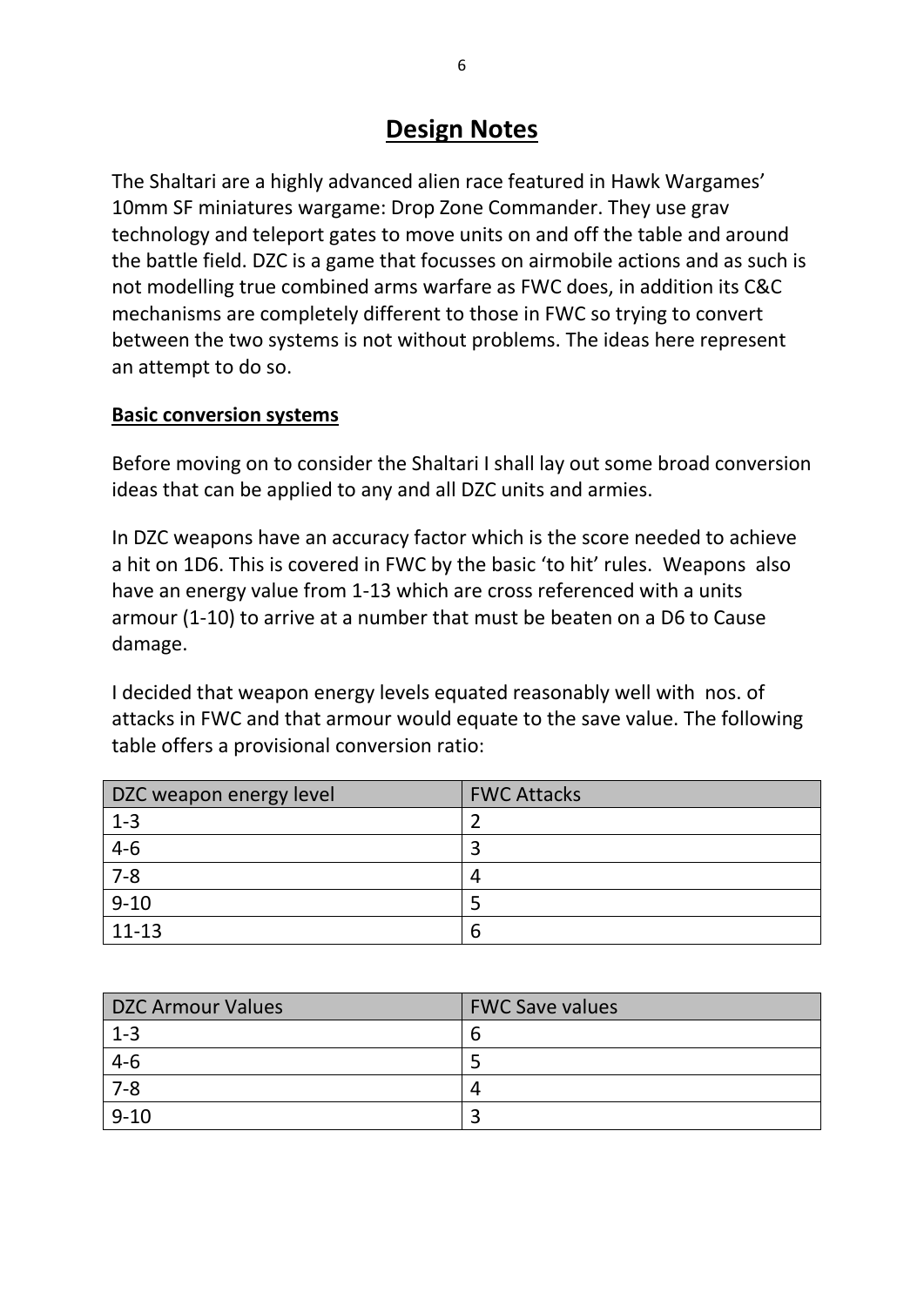# Design Notes

The Shaltari are a highly advanced alien race featured in Hawk Wargames' 10mm SF miniatures wargame: Drop Zone Commander. They use grav technology and teleport gates to move units on and off the table and around the battle field. DZC is a game that focusses on airmobile actions and as such is not modelling true combined arms warfare as FWC does, in addition its C&C mechanisms are completely different to those in FWC so trying to convert between the two systems is not without problems. The ideas here represent an attempt to do so.

**Basic conversion systems**

Before moving on to consider the Shaltari I shall lay out some broad conversion ideas that can be applied to any and all DZC units and armies.

In DZC weapons have an accuracy factor which is the score needed to achieve a hit on 1D6. This is covered in FWC by the basic 'to hit' rules. Weapons also have an energy value from 1-13 which are cross referenced with a units armour (1-10) to arrive at a number that must be beaten on a D6 to Cause damage.

I decided that weapon energy levels equated reasonably well with nos. of attacks in FWC and that armour would equate to the save value. The following table offers a provisional conversion ratio:

| DZC weapon energy level | FWC Attacks |
|---|---|
| 1-3 | 2 |
| 4-6 | 3 |
| 7-8 | 4 |
| 9-10 | 5 |
| 11-13 | 6 |

| DZC Armour Values | FWC Save values |
|---|---|
| 1-3 | 6 |
| 4-6 | 5 |
| 7-8 | 4 |
| 9-10 | 3 |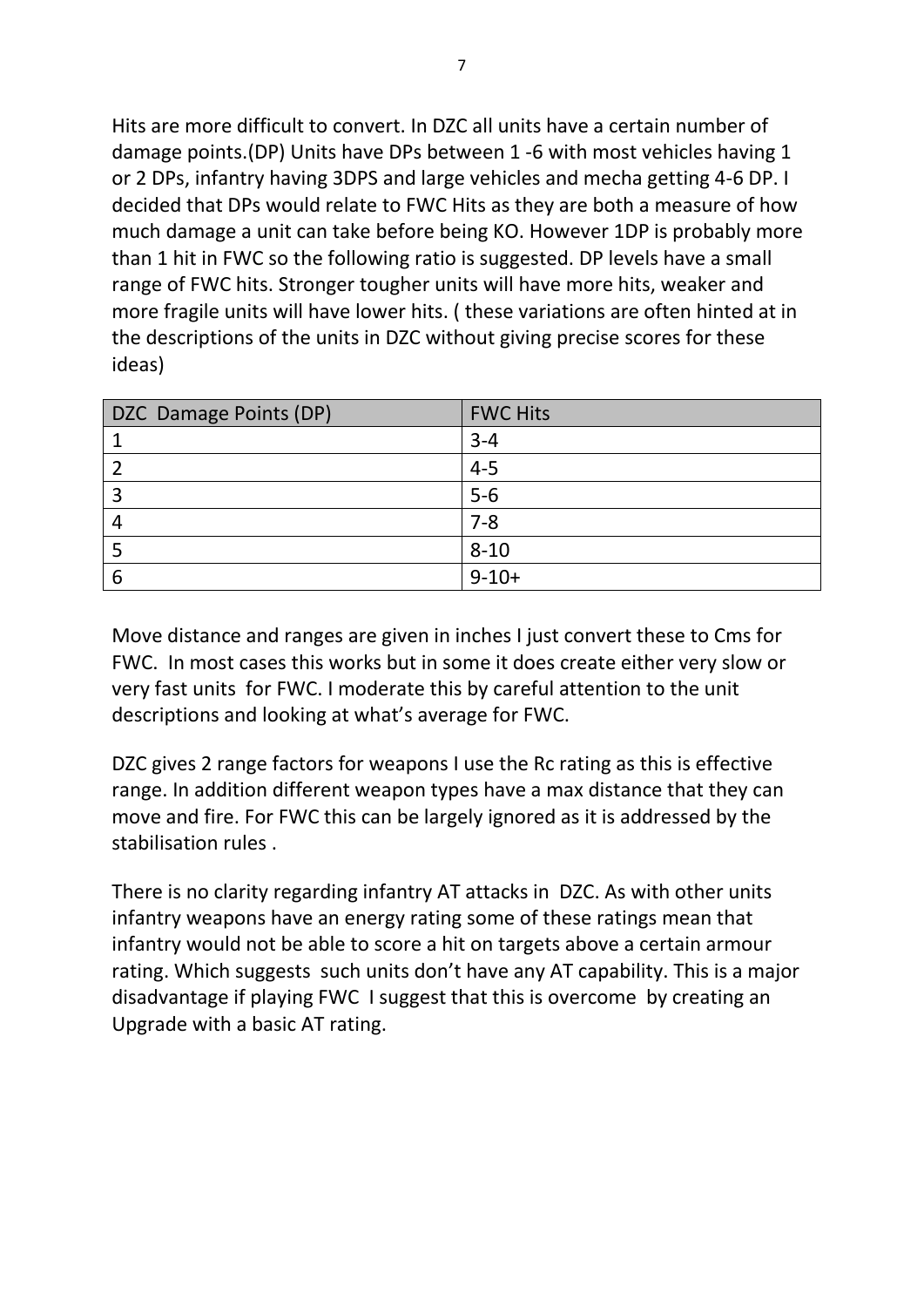Hits are more difficult to convert. In DZC all units have a certain number of damage points.(DP) Units have DPs between 1 -6 with most vehicles having 1 or 2 DPs, infantry having 3DPS and large vehicles and mecha getting 4-6 DP. I decided that DPs would relate to FWC Hits as they are both a measure of how much damage a unit can take before being KO. However 1DP is probably more than 1 hit in FWC so the following ratio is suggested. DP levels have a small range of FWC hits. Stronger tougher units will have more hits, weaker and more fragile units will have lower hits. ( these variations are often hinted at in the descriptions of the units in DZC without giving precise scores for these ideas)

| DZC Damage Points (DP) | FWC Hits |
|---|---|
| 1 | 3-4 |
| 2 | 4-5 |
| 3 | 5-6 |
| 4 | 7-8 |
| 5 | 8-10 |
| 6 | 9-10+ |

Move distance and ranges are given in inches I just convert these to Cms for FWC. In most cases this works but in some it does create either very slow or very fast units for FWC. I moderate this by careful attention to the unit descriptions and looking at what's average for FWC.

DZC gives 2 range factors for weapons I use the Rc rating as this is effective range. In addition different weapon types have a max distance that they can move and fire. For FWC this can be largely ignored as it is addressed by the stabilisation rules .

There is no clarity regarding infantry AT attacks in DZC. As with other units infantry weapons have an energy rating some of these ratings mean that infantry would not be able to score a hit on targets above a certain armour rating. Which suggests such units don't have any AT capability. This is a major disadvantage if playing FWC I suggest that this is overcome by creating an Upgrade with a basic AT rating.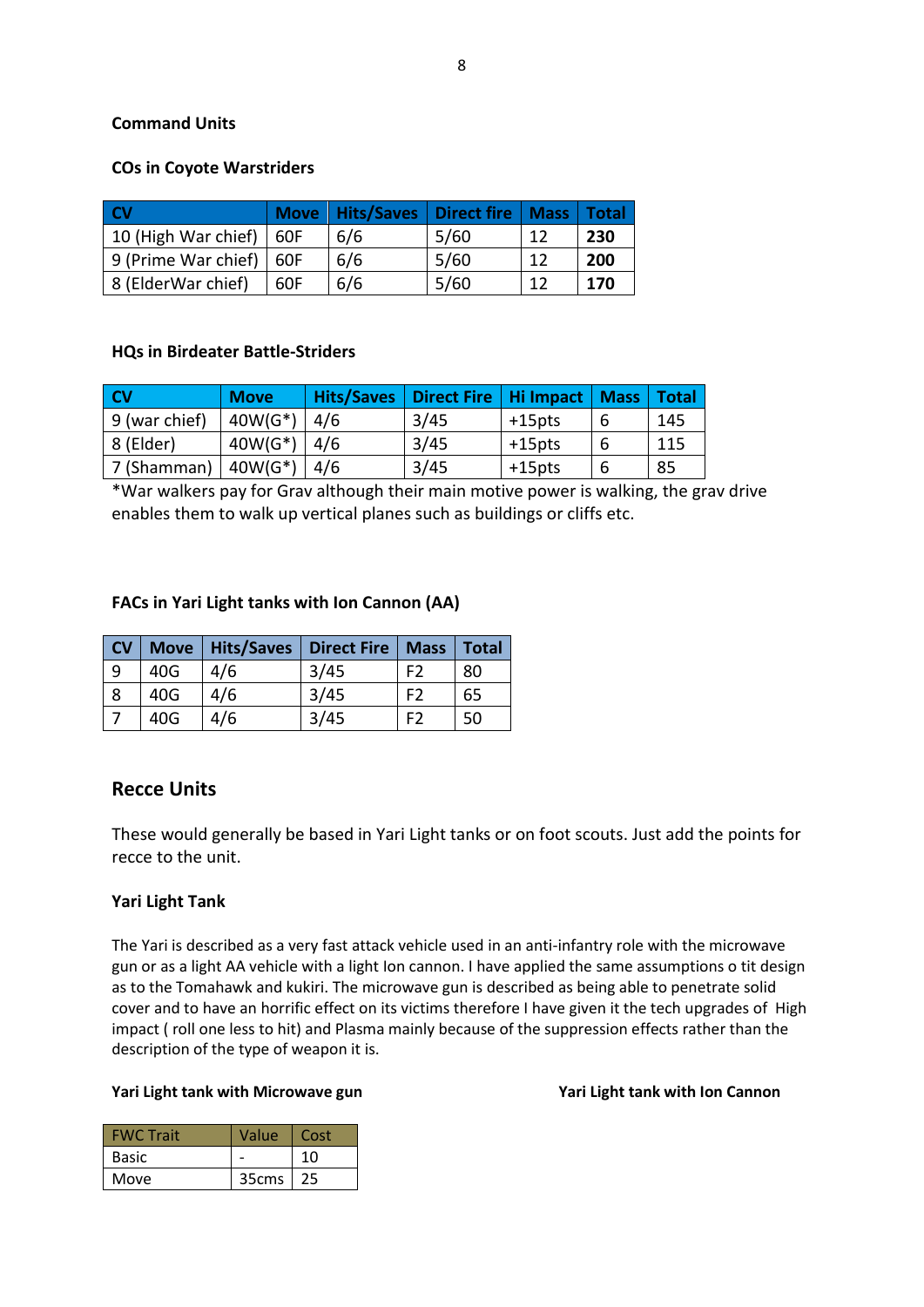**Command Units**

**COs in Coyote Warstriders**

| CV | Move | Hits/Saves | Direct fire | Mass | Total |
|---|---|---|---|---|---|
| 10 (High War chief) | 60F | 6/6 | 5/60 | 12 | **230** |
| 9 (Prime War chief) | 60F | 6/6 | 5/60 | 12 | **200** |
| 8 (ElderWar chief) | 60F | 6/6 | 5/60 | 12 | **170** |

**HQs in Birdeater Battle-Striders**

| CV | Move | Hits/Saves | Direct Fire | Hi Impact | Mass | Total |
|---|---|---|---|---|---|---|
| 9 (war chief) | 40W(G*) | 4/6 | 3/45 | +15pts | 6 | 145 |
| 8 (Elder) | 40W(G*) | 4/6 | 3/45 | +15pts | 6 | 115 |
| 7 (Shamman) | 40W(G*) | 4/6 | 3/45 | +15pts | 6 | 85 |

*War walkers pay for Grav although their main motive power is walking, the grav drive enables them to walk up vertical planes such as buildings or cliffs etc.

**FACs in Yari Light tanks with Ion Cannon (AA)**

| CV | Move | Hits/Saves | Direct Fire | Mass | Total |
|---|---|---|---|---|---|
| 9 | 40G | 4/6 | 3/45 | F2 | 80 |
| 8 | 40G | 4/6 | 3/45 | F2 | 65 |
| 7 | 40G | 4/6 | 3/45 | F2 | 50 |

## Recce Units

These would generally be based in Yari Light tanks or on foot scouts. Just add the points for recce to the unit.

**Yari Light Tank**

The Yari is described as a very fast attack vehicle used in an anti-infantry role with the microwave gun or as a light AA vehicle with a light Ion cannon. I have applied the same assumptions o tit design as to the Tomahawk and kukiri. The microwave gun is described as being able to penetrate solid cover and to have an horrific effect on its victims therefore I have given it the tech upgrades of High impact ( roll one less to hit) and Plasma mainly because of the suppression effects rather than the description of the type of weapon it is.

**Yari Light tank with Microwave gun**

| FWC Trait | Value | Cost |
|---|---|---|
| Basic | - | 10 |
| Move | 35cms | 25 |

**Yari Light tank with Ion Cannon**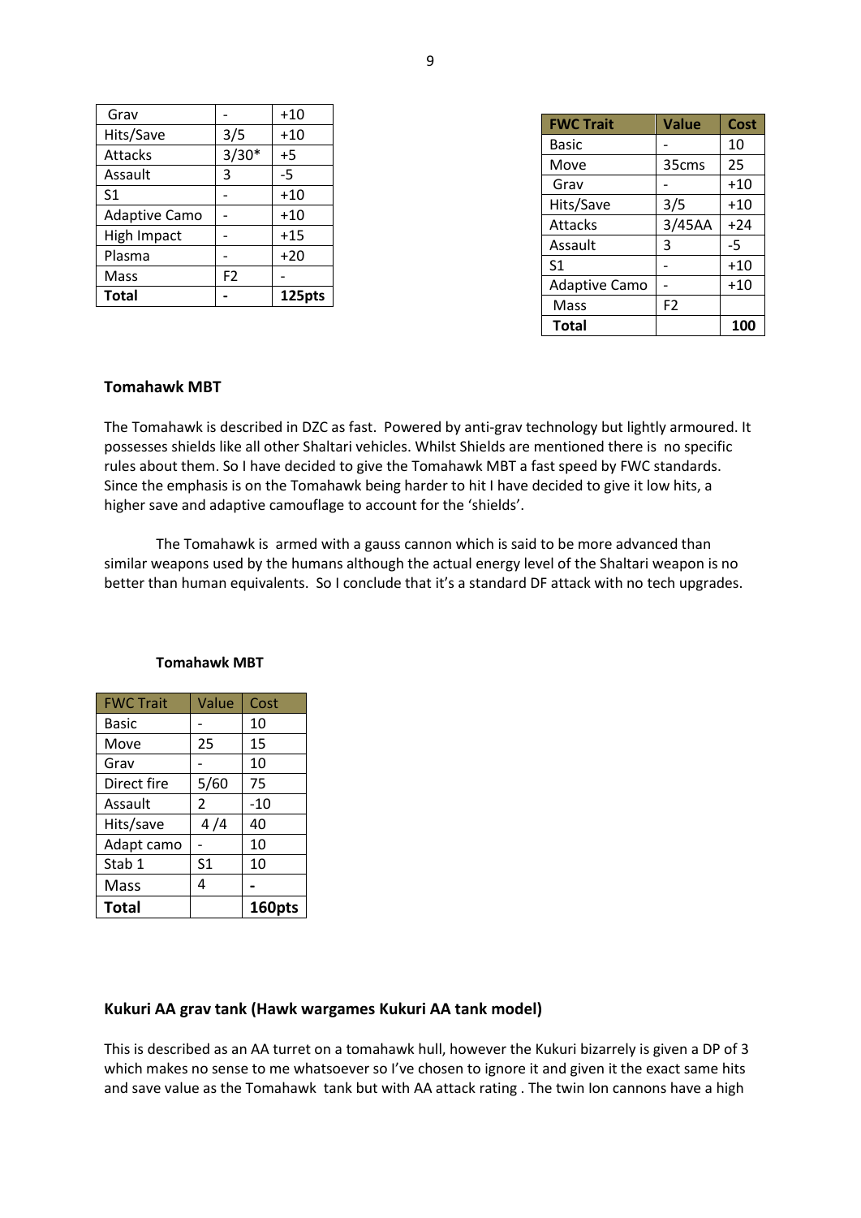| Grav | - | +10 |
|---|---|---|
| Hits/Save | 3/5 | +10 |
| Attacks | 3/30* | +5 |
| Assault | 3 | -5 |
| S1 | - | +10 |
| Adaptive Camo | - | +10 |
| High Impact | - | +15 |
| Plasma | - | +20 |
| Mass | F2 | - |
| **Total** | **-** | **125pts** |

| FWC Trait | Value | Cost |
|---|---|---|
| Basic | - | 10 |
| Move | 35cms | 25 |
| Grav | - | +10 |
| Hits/Save | 3/5 | +10 |
| Attacks | 3/45AA | +24 |
| Assault | 3 | -5 |
| S1 | - | +10 |
| Adaptive Camo | - | +10 |
| Mass | F2 | |
| **Total** | | **100** |

### Tomahawk MBT

The Tomahawk is described in DZC as fast. Powered by anti-grav technology but lightly armoured. It possesses shields like all other Shaltari vehicles. Whilst Shields are mentioned there is no specific rules about them. So I have decided to give the Tomahawk MBT a fast speed by FWC standards. Since the emphasis is on the Tomahawk being harder to hit I have decided to give it low hits, a higher save and adaptive camouflage to account for the 'shields'.

The Tomahawk is armed with a gauss cannon which is said to be more advanced than similar weapons used by the humans although the actual energy level of the Shaltari weapon is no better than human equivalents. So I conclude that it's a standard DF attack with no tech upgrades.

**Tomahawk MBT**

| FWC Trait | Value | Cost |
|---|---|---|
| Basic | - | 10 |
| Move | 25 | 15 |
| Grav | - | 10 |
| Direct fire | 5/60 | 75 |
| Assault | 2 | -10 |
| Hits/save | 4 /4 | 40 |
| Adapt camo | - | 10 |
| Stab 1 | S1 | 10 |
| Mass | 4 | **-** |
| **Total** | | **160pts** |

### Kukuri AA grav tank (Hawk wargames Kukuri AA tank model)

This is described as an AA turret on a tomahawk hull, however the Kukuri bizarrely is given a DP of 3 which makes no sense to me whatsoever so I've chosen to ignore it and given it the exact same hits and save value as the Tomahawk tank but with AA attack rating . The twin Ion cannons have a high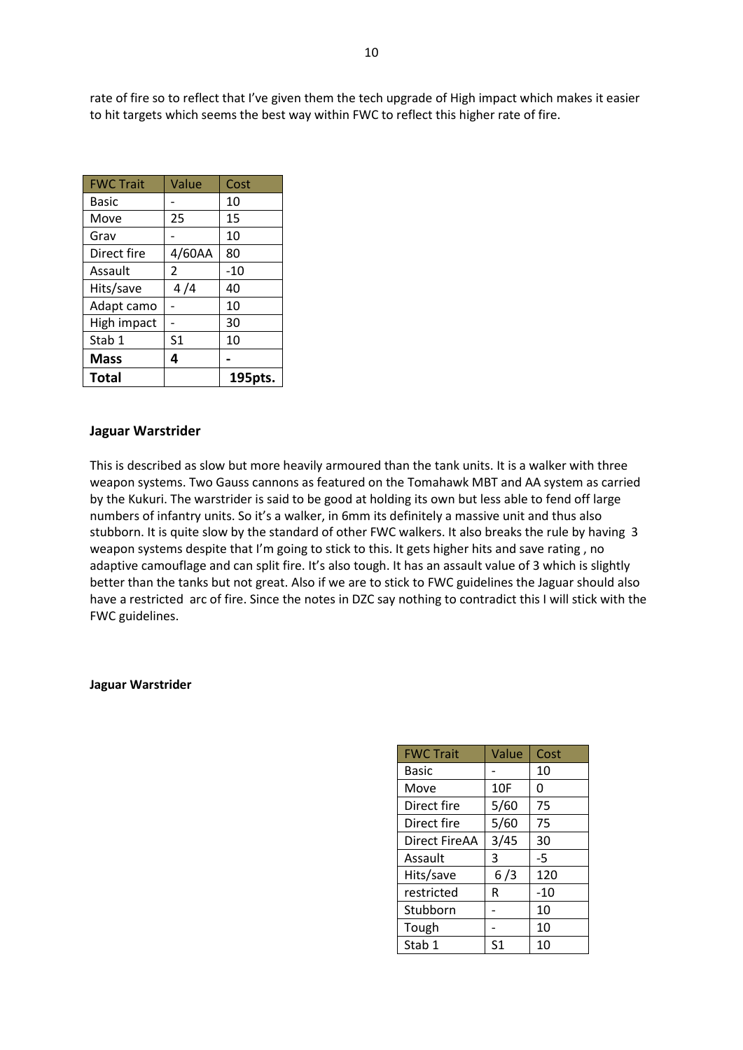rate of fire so to reflect that I've given them the tech upgrade of High impact which makes it easier to hit targets which seems the best way within FWC to reflect this higher rate of fire.

| FWC Trait | Value | Cost |
|---|---|---|
| Basic | - | 10 |
| Move | 25 | 15 |
| Grav | - | 10 |
| Direct fire | 4/60AA | 80 |
| Assault | 2 | -10 |
| Hits/save | 4 /4 | 40 |
| Adapt camo | - | 10 |
| High impact | - | 30 |
| Stab 1 | S1 | 10 |
| **Mass** | **4** | **-** |
| **Total** | | **195pts.** |

### Jaguar Warstrider

This is described as slow but more heavily armoured than the tank units. It is a walker with three weapon systems. Two Gauss cannons as featured on the Tomahawk MBT and AA system as carried by the Kukuri. The warstrider is said to be good at holding its own but less able to fend off large numbers of infantry units. So it's a walker, in 6mm its definitely a massive unit and thus also stubborn. It is quite slow by the standard of other FWC walkers. It also breaks the rule by having 3 weapon systems despite that I'm going to stick to this. It gets higher hits and save rating , no adaptive camouflage and can split fire. It's also tough. It has an assault value of 3 which is slightly better than the tanks but not great. Also if we are to stick to FWC guidelines the Jaguar should also have a restricted arc of fire. Since the notes in DZC say nothing to contradict this I will stick with the FWC guidelines.

**Jaguar Warstrider**

| FWC Trait | Value | Cost |
|---|---|---|
| Basic | - | 10 |
| Move | 10F | 0 |
| Direct fire | 5/60 | 75 |
| Direct fire | 5/60 | 75 |
| Direct FireAA | 3/45 | 30 |
| Assault | 3 | -5 |
| Hits/save | 6 /3 | 120 |
| restricted | R | -10 |
| Stubborn | - | 10 |
| Tough | - | 10 |
| Stab 1 | S1 | 10 |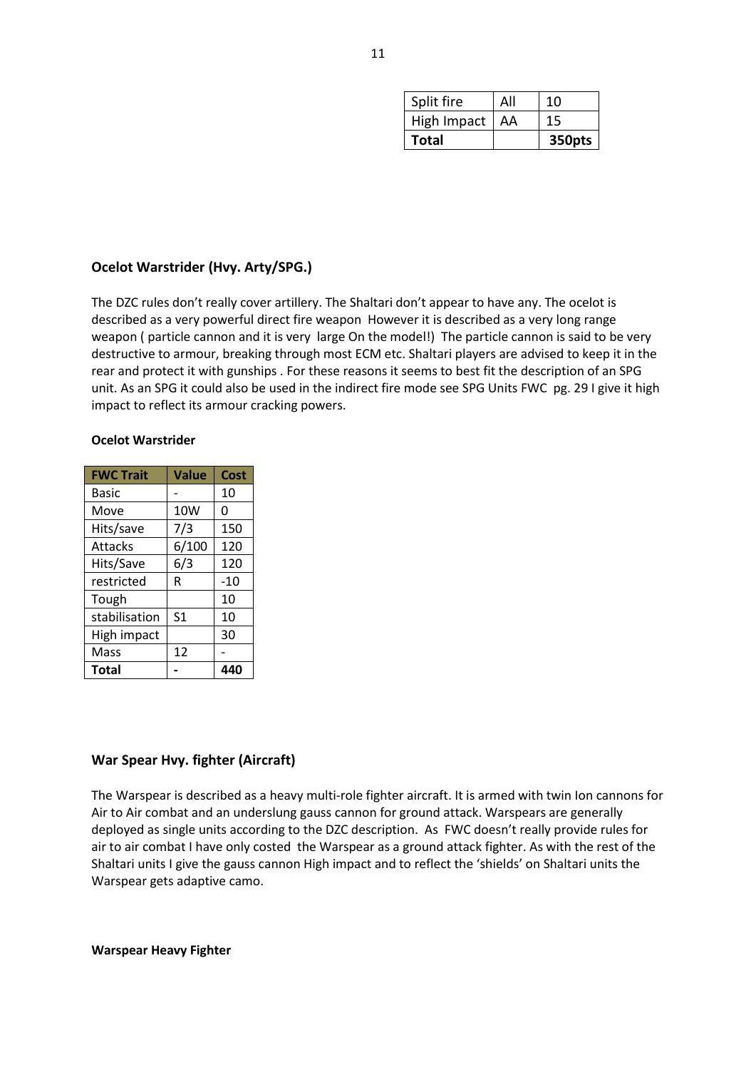| Split fire | All | 10 |
|---|---|---|
| High Impact | AA | 15 |
| **Total** | | **350pts** |

### Ocelot Warstrider (Hvy. Arty/SPG.)

The DZC rules don't really cover artillery. The Shaltari don't appear to have any. The ocelot is described as a very powerful direct fire weapon  However it is described as a very long range weapon ( particle cannon and it is very  large On the model!)  The particle cannon is said to be very destructive to armour, breaking through most ECM etc. Shaltari players are advised to keep it in the rear and protect it with gunships . For these reasons it seems to best fit the description of an SPG unit. As an SPG it could also be used in the indirect fire mode see SPG Units FWC  pg. 29 I give it high impact to reflect its armour cracking powers.

**Ocelot Warstrider**

| FWC Trait | Value | Cost |
|---|---|---|
| Basic | - | 10 |
| Move | 10W | 0 |
| Hits/save | 7/3 | 150 |
| Attacks | 6/100 | 120 |
| Hits/Save | 6/3 | 120 |
| restricted | R | -10 |
| Tough | | 10 |
| stabilisation | S1 | 10 |
| High impact | | 30 |
| Mass | 12 | - |
| **Total** | **-** | **440** |

### War Spear Hvy. fighter (Aircraft)

The Warspear is described as a heavy multi-role fighter aircraft. It is armed with twin Ion cannons for Air to Air combat and an underslung gauss cannon for ground attack. Warspears are generally deployed as single units according to the DZC description.  As  FWC doesn't really provide rules for air to air combat I have only costed  the Warspear as a ground attack fighter. As with the rest of the Shaltari units I give the gauss cannon High impact and to reflect the 'shields' on Shaltari units the Warspear gets adaptive camo.

**Warspear Heavy Fighter**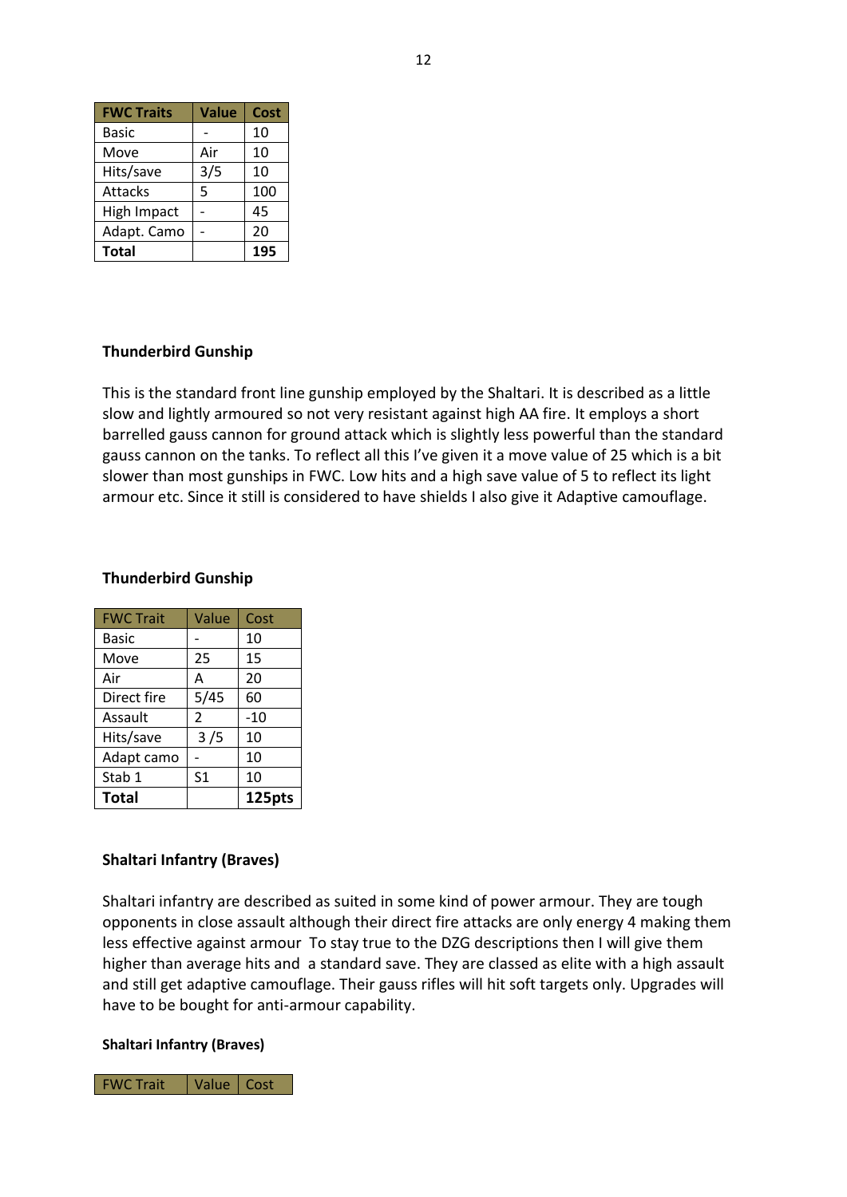| FWC Traits | Value | Cost |
|---|---|---|
| Basic | - | 10 |
| Move | Air | 10 |
| Hits/save | 3/5 | 10 |
| Attacks | 5 | 100 |
| High Impact | - | 45 |
| Adapt. Camo | - | 20 |
| **Total** | | **195** |

**Thunderbird Gunship**

This is the standard front line gunship employed by the Shaltari. It is described as a little slow and lightly armoured so not very resistant against high AA fire. It employs a short barrelled gauss cannon for ground attack which is slightly less powerful than the standard gauss cannon on the tanks. To reflect all this I've given it a move value of 25 which is a bit slower than most gunships in FWC. Low hits and a high save value of 5 to reflect its light armour etc. Since it still is considered to have shields I also give it Adaptive camouflage.

**Thunderbird Gunship**

| FWC Trait | Value | Cost |
|---|---|---|
| Basic | - | 10 |
| Move | 25 | 15 |
| Air | A | 20 |
| Direct fire | 5/45 | 60 |
| Assault | 2 | -10 |
| Hits/save | 3 /5 | 10 |
| Adapt camo | - | 10 |
| Stab 1 | S1 | 10 |
| **Total** | | **125pts** |

**Shaltari Infantry (Braves)**

Shaltari infantry are described as suited in some kind of power armour. They are tough opponents in close assault although their direct fire attacks are only energy 4 making them less effective against armour To stay true to the DZG descriptions then I will give them higher than average hits and a standard save. They are classed as elite with a high assault and still get adaptive camouflage. Their gauss rifles will hit soft targets only. Upgrades will have to be bought for anti-armour capability.

**Shaltari Infantry (Braves)**

| FWC Trait | Value | Cost |
|---|---|---|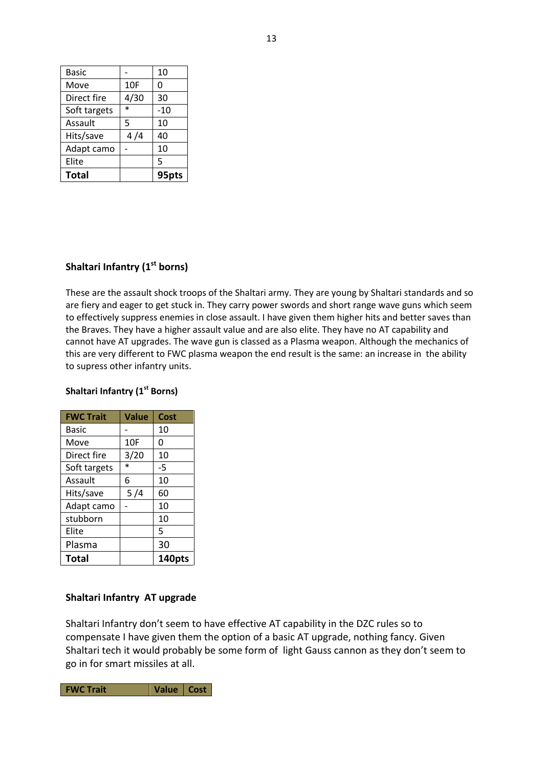| Basic | - | 10 |
|---|---|---|
| Move | 10F | 0 |
| Direct fire | 4/30 | 30 |
| Soft targets | * | -10 |
| Assault | 5 | 10 |
| Hits/save | 4 /4 | 40 |
| Adapt camo | - | 10 |
| Elite | | 5 |
| **Total** | | **95pts** |

### Shaltari Infantry (1st borns)

These are the assault shock troops of the Shaltari army. They are young by Shaltari standards and so are fiery and eager to get stuck in. They carry power swords and short range wave guns which seem to effectively suppress enemies in close assault. I have given them higher hits and better saves than the Braves. They have a higher assault value and are also elite. They have no AT capability and cannot have AT upgrades. The wave gun is classed as a Plasma weapon. Although the mechanics of this are very different to FWC plasma weapon the end result is the same: an increase in the ability to supress other infantry units.

**Shaltari Infantry (1st Borns)**

| FWC Trait | Value | Cost |
|---|---|---|
| Basic | - | 10 |
| Move | 10F | 0 |
| Direct fire | 3/20 | 10 |
| Soft targets | * | -5 |
| Assault | 6 | 10 |
| Hits/save | 5 /4 | 60 |
| Adapt camo | - | 10 |
| stubborn | | 10 |
| Elite | | 5 |
| Plasma | | 30 |
| **Total** | | **140pts** |

### Shaltari Infantry AT upgrade

Shaltari Infantry don't seem to have effective AT capability in the DZC rules so to compensate I have given them the option of a basic AT upgrade, nothing fancy. Given Shaltari tech it would probably be some form of light Gauss cannon as they don't seem to go in for smart missiles at all.

| FWC Trait | Value | Cost |
|---|---|---|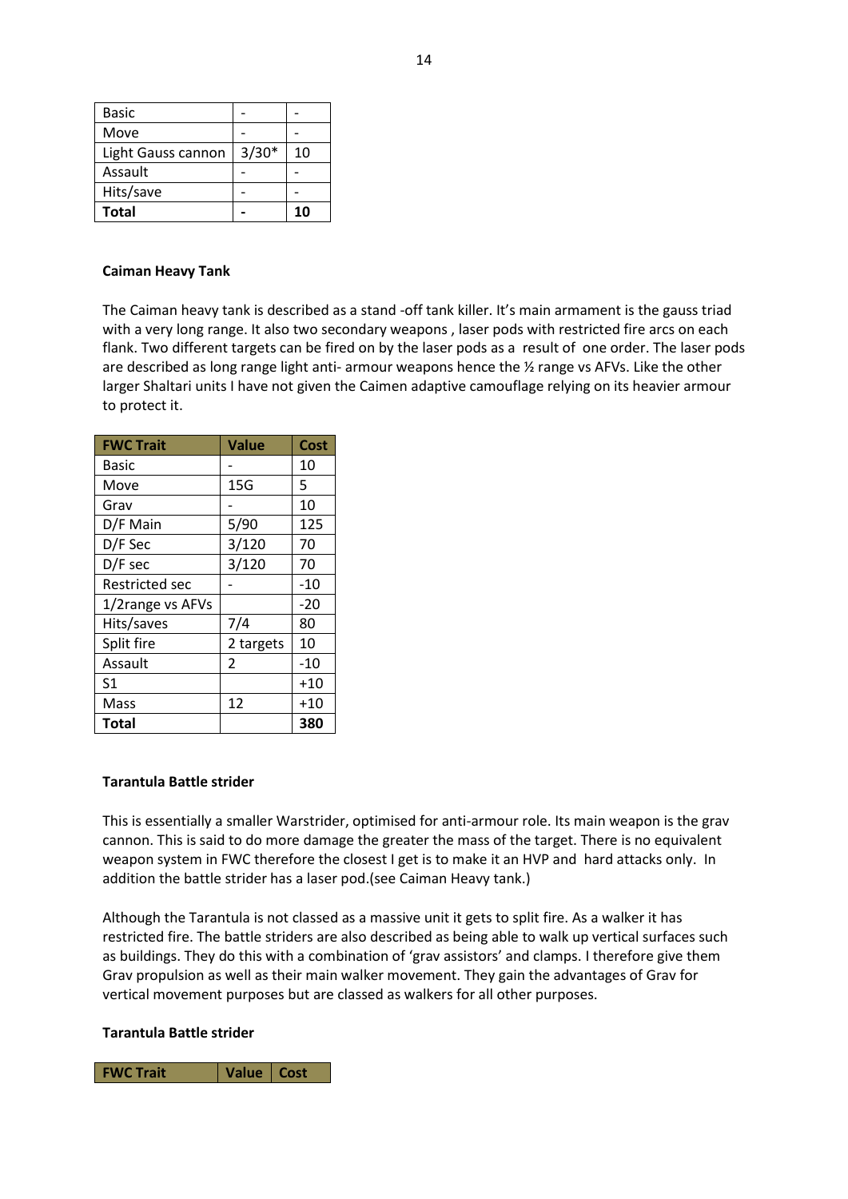| Basic | - | - |
|---|---|---|
| Move | - | - |
| Light Gauss cannon | 3/30* | 10 |
| Assault | - | - |
| Hits/save | - | - |
| **Total** | **-** | **10** |

**Caiman Heavy Tank**

The Caiman heavy tank is described as a stand -off tank killer. It's main armament is the gauss triad with a very long range. It also two secondary weapons , laser pods with restricted fire arcs on each flank. Two different targets can be fired on by the laser pods as a result of one order. The laser pods are described as long range light anti- armour weapons hence the ½ range vs AFVs. Like the other larger Shaltari units I have not given the Caimen adaptive camouflage relying on its heavier armour to protect it.

| FWC Trait | Value | Cost |
|---|---|---|
| Basic | - | 10 |
| Move | 15G | 5 |
| Grav | - | 10 |
| D/F Main | 5/90 | 125 |
| D/F Sec | 3/120 | 70 |
| D/F sec | 3/120 | 70 |
| Restricted sec | - | -10 |
| 1/2range vs AFVs | | -20 |
| Hits/saves | 7/4 | 80 |
| Split fire | 2 targets | 10 |
| Assault | 2 | -10 |
| S1 | | +10 |
| Mass | 12 | +10 |
| **Total** | | **380** |

**Tarantula Battle strider**

This is essentially a smaller Warstrider, optimised for anti-armour role. Its main weapon is the grav cannon. This is said to do more damage the greater the mass of the target. There is no equivalent weapon system in FWC therefore the closest I get is to make it an HVP and hard attacks only. In addition the battle strider has a laser pod.(see Caiman Heavy tank.)

Although the Tarantula is not classed as a massive unit it gets to split fire. As a walker it has restricted fire. The battle striders are also described as being able to walk up vertical surfaces such as buildings. They do this with a combination of 'grav assistors' and clamps. I therefore give them Grav propulsion as well as their main walker movement. They gain the advantages of Grav for vertical movement purposes but are classed as walkers for all other purposes.

**Tarantula Battle strider**

| FWC Trait | Value | Cost |
|---|---|---|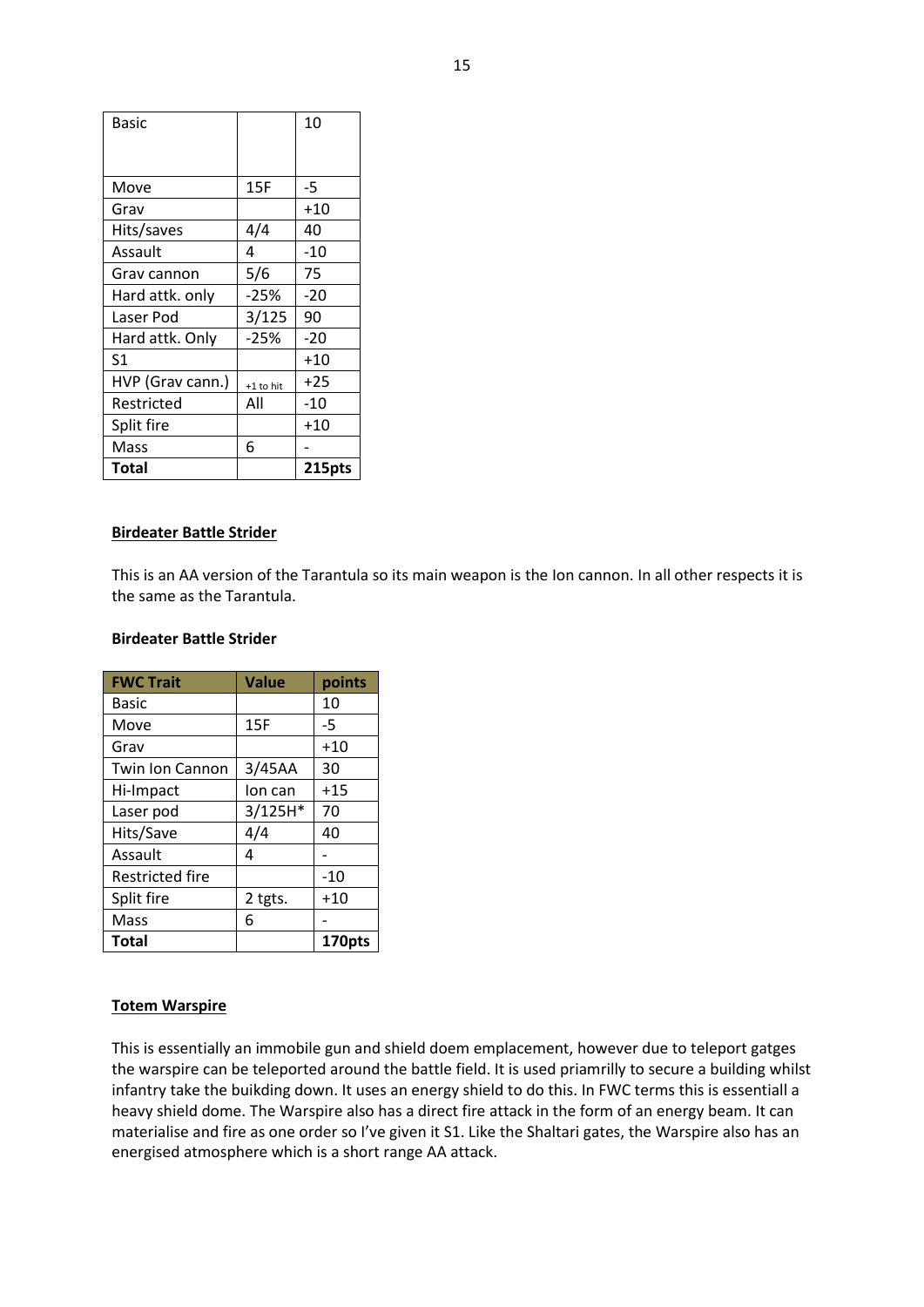| Basic | | 10 |
|---|---|---|
| Move | 15F | -5 |
| Grav | | +10 |
| Hits/saves | 4/4 | 40 |
| Assault | 4 | -10 |
| Grav cannon | 5/6 | 75 |
| Hard attk. only | -25% | -20 |
| Laser Pod | 3/125 | 90 |
| Hard attk. Only | -25% | -20 |
| S1 | | +10 |
| HVP (Grav cann.) | +1 to hit | +25 |
| Restricted | All | -10 |
| Split fire | | +10 |
| Mass | 6 | - |
| **Total** | | **215pts** |

## Birdeater Battle Strider

This is an AA version of the Tarantula so its main weapon is the Ion cannon. In all other respects it is the same as the Tarantula.

**Birdeater Battle Strider**

| FWC Trait | Value | points |
|---|---|---|
| Basic | | 10 |
| Move | 15F | -5 |
| Grav | | +10 |
| Twin Ion Cannon | 3/45AA | 30 |
| Hi-Impact | Ion can | +15 |
| Laser pod | 3/125H* | 70 |
| Hits/Save | 4/4 | 40 |
| Assault | 4 | - |
| Restricted fire | | -10 |
| Split fire | 2 tgts. | +10 |
| Mass | 6 | - |
| **Total** | | **170pts** |

## Totem Warspire

This is essentially an immobile gun and shield doem emplacement, however due to teleport gatges the warspire can be teleported around the battle field. It is used priamrilly to secure a building whilst infantry take the buikding down. It uses an energy shield to do this. In FWC terms this is essentiall a heavy shield dome. The Warspire also has a direct fire attack in the form of an energy beam. It can materialise and fire as one order so I've given it S1. Like the Shaltari gates, the Warspire also has an energised atmosphere which is a short range AA attack.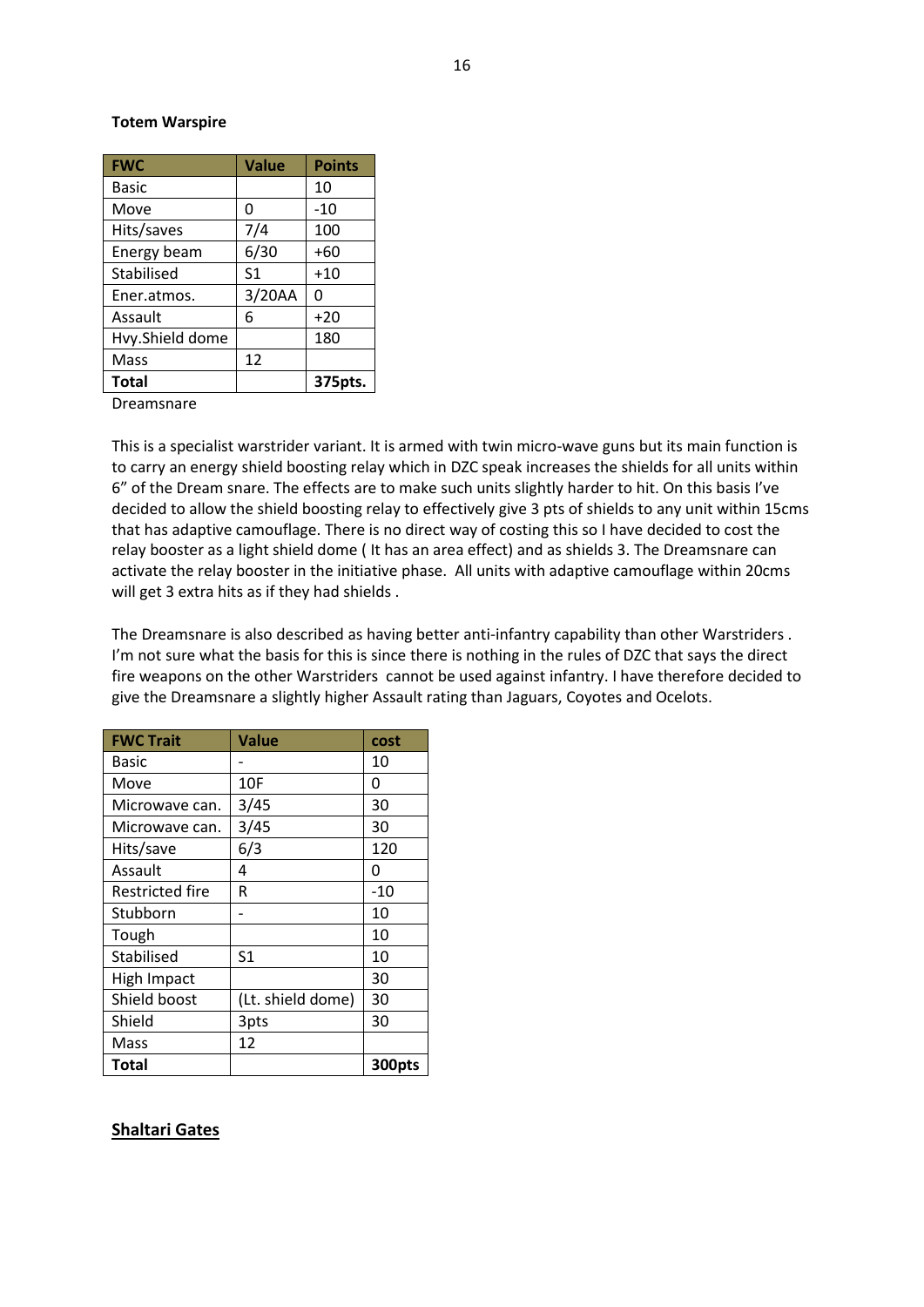**Totem Warspire**

| FWC | Value | Points |
|---|---|---|
| Basic | | 10 |
| Move | 0 | -10 |
| Hits/saves | 7/4 | 100 |
| Energy beam | 6/30 | +60 |
| Stabilised | S1 | +10 |
| Ener.atmos. | 3/20AA | 0 |
| Assault | 6 | +20 |
| Hvy.Shield dome | | 180 |
| Mass | 12 | |
| **Total** | | **375pts.** |

Dreamsnare

This is a specialist warstrider variant. It is armed with twin micro-wave guns but its main function is to carry an energy shield boosting relay which in DZC speak increases the shields for all units within 6" of the Dream snare. The effects are to make such units slightly harder to hit. On this basis I've decided to allow the shield boosting relay to effectively give 3 pts of shields to any unit within 15cms that has adaptive camouflage. There is no direct way of costing this so I have decided to cost the relay booster as a light shield dome ( It has an area effect) and as shields 3. The Dreamsnare can activate the relay booster in the initiative phase. All units with adaptive camouflage within 20cms will get 3 extra hits as if they had shields .

The Dreamsnare is also described as having better anti-infantry capability than other Warstriders . I'm not sure what the basis for this is since there is nothing in the rules of DZC that says the direct fire weapons on the other Warstriders cannot be used against infantry. I have therefore decided to give the Dreamsnare a slightly higher Assault rating than Jaguars, Coyotes and Ocelots.

| FWC Trait | Value | cost |
|---|---|---|
| Basic | - | 10 |
| Move | 10F | 0 |
| Microwave can. | 3/45 | 30 |
| Microwave can. | 3/45 | 30 |
| Hits/save | 6/3 | 120 |
| Assault | 4 | 0 |
| Restricted fire | R | -10 |
| Stubborn | - | 10 |
| Tough | | 10 |
| Stabilised | S1 | 10 |
| High Impact | | 30 |
| Shield boost | (Lt. shield dome) | 30 |
| Shield | 3pts | 30 |
| Mass | 12 | |
| **Total** | | **300pts** |

## Shaltari Gates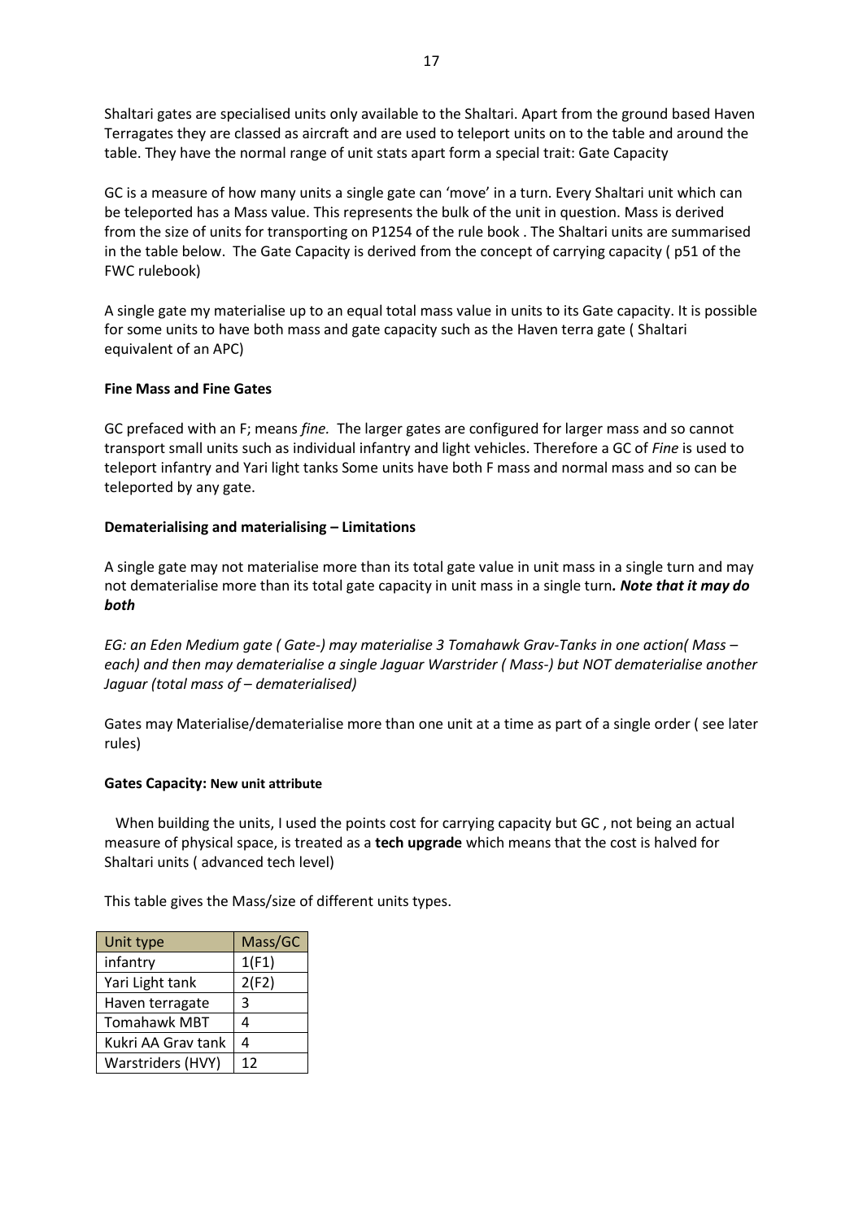Shaltari gates are specialised units only available to the Shaltari. Apart from the ground based Haven Terragates they are classed as aircraft and are used to teleport units on to the table and around the table. They have the normal range of unit stats apart form a special trait: Gate Capacity

GC is a measure of how many units a single gate can 'move' in a turn. Every Shaltari unit which can be teleported has a Mass value. This represents the bulk of the unit in question. Mass is derived from the size of units for transporting on P1254 of the rule book . The Shaltari units are summarised in the table below. The Gate Capacity is derived from the concept of carrying capacity ( p51 of the FWC rulebook)

A single gate my materialise up to an equal total mass value in units to its Gate capacity. It is possible for some units to have both mass and gate capacity such as the Haven terra gate ( Shaltari equivalent of an APC)

**Fine Mass and Fine Gates**

GC prefaced with an F; means *fine*. The larger gates are configured for larger mass and so cannot transport small units such as individual infantry and light vehicles. Therefore a GC of *Fine* is used to teleport infantry and Yari light tanks Some units have both F mass and normal mass and so can be teleported by any gate.

**Dematerialising and materialising – Limitations**

A single gate may not materialise more than its total gate value in unit mass in a single turn and may not dematerialise more than its total gate capacity in unit mass in a single turn***. Note that it may do both***

*EG: an Eden Medium gate ( Gate-) may materialise 3 Tomahawk Grav-Tanks in one action( Mass – each) and then may dematerialise a single Jaguar Warstrider ( Mass-) but NOT dematerialise another Jaguar (total mass of – dematerialised)*

Gates may Materialise/dematerialise more than one unit at a time as part of a single order ( see later rules)

**Gates Capacity: New unit attribute**

When building the units, I used the points cost for carrying capacity but GC , not being an actual measure of physical space, is treated as a **tech upgrade** which means that the cost is halved for Shaltari units ( advanced tech level)

This table gives the Mass/size of different units types.

| Unit type | Mass/GC |
|---|---|
| infantry | 1(F1) |
| Yari Light tank | 2(F2) |
| Haven terragate | 3 |
| Tomahawk MBT | 4 |
| Kukri AA Grav tank | 4 |
| Warstriders (HVY) | 12 |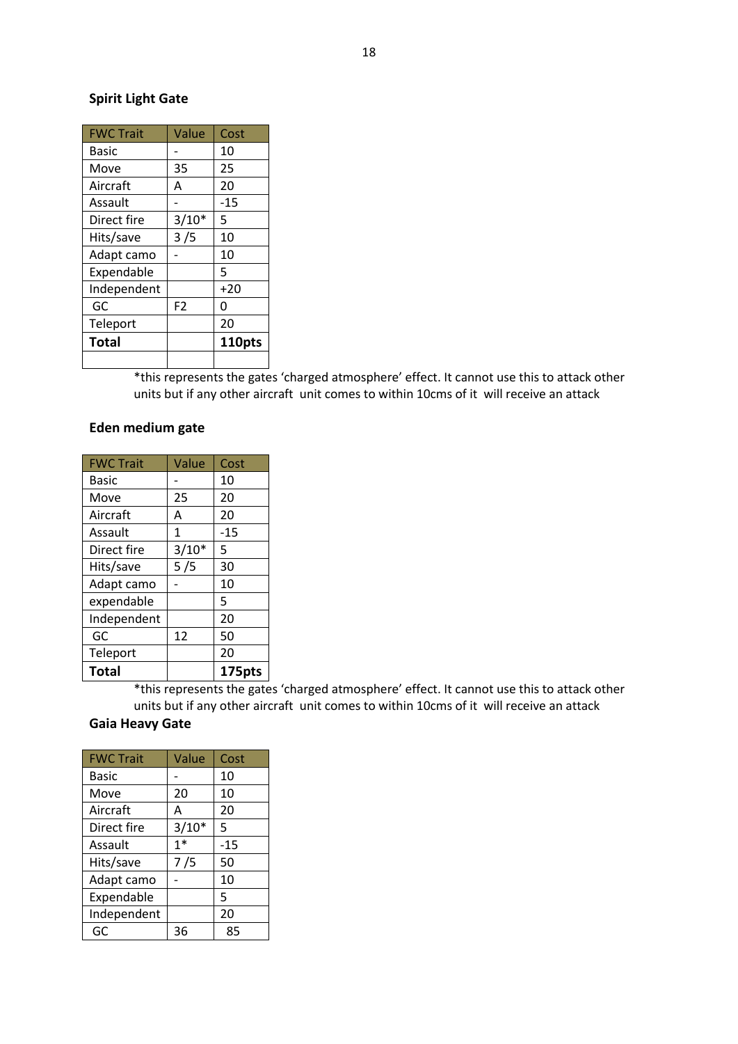**Spirit Light Gate**

| FWC Trait | Value | Cost |
|---|---|---|
| Basic | - | 10 |
| Move | 35 | 25 |
| Aircraft | A | 20 |
| Assault | - | -15 |
| Direct fire | 3/10* | 5 |
| Hits/save | 3 /5 | 10 |
| Adapt camo | - | 10 |
| Expendable | | 5 |
| Independent | | +20 |
| GC | F2 | 0 |
| Teleport | | 20 |
| **Total** | | **110pts** |
| | | |

*this represents the gates 'charged atmosphere' effect. It cannot use this to attack other units but if any other aircraft unit comes to within 10cms of it will receive an attack

**Eden medium gate**

| FWC Trait | Value | Cost |
|---|---|---|
| Basic | - | 10 |
| Move | 25 | 20 |
| Aircraft | A | 20 |
| Assault | 1 | -15 |
| Direct fire | 3/10* | 5 |
| Hits/save | 5 /5 | 30 |
| Adapt camo | - | 10 |
| expendable | | 5 |
| Independent | | 20 |
| GC | 12 | 50 |
| Teleport | | 20 |
| **Total** | | **175pts** |

*this represents the gates 'charged atmosphere' effect. It cannot use this to attack other units but if any other aircraft unit comes to within 10cms of it will receive an attack

**Gaia Heavy Gate**

| FWC Trait | Value | Cost |
|---|---|---|
| Basic | - | 10 |
| Move | 20 | 10 |
| Aircraft | A | 20 |
| Direct fire | 3/10* | 5 |
| Assault | 1* | -15 |
| Hits/save | 7 /5 | 50 |
| Adapt camo | - | 10 |
| Expendable | | 5 |
| Independent | | 20 |
| GC | 36 | 85 |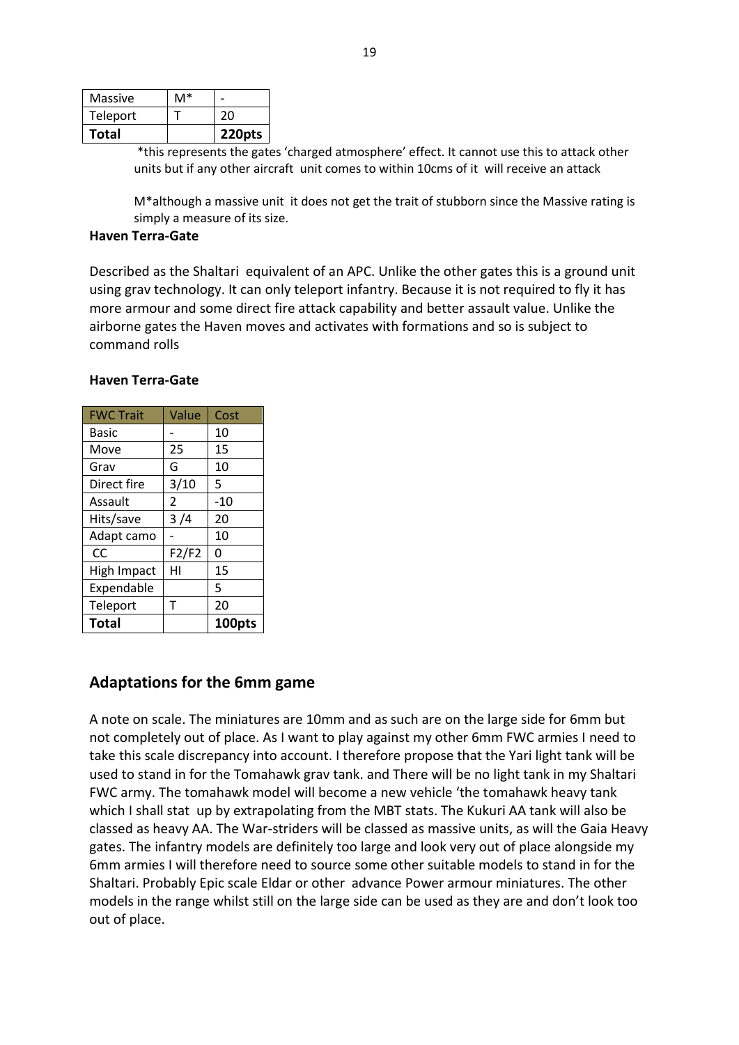| Massive | M* | - |
| --- | --- | --- |
| Teleport | T | 20 |
| **Total** | | **220pts** |

*this represents the gates 'charged atmosphere' effect. It cannot use this to attack other units but if any other aircraft unit comes to within 10cms of it will receive an attack

M*although a massive unit it does not get the trait of stubborn since the Massive rating is simply a measure of its size.

**Haven Terra-Gate**

Described as the Shaltari equivalent of an APC. Unlike the other gates this is a ground unit using grav technology. It can only teleport infantry. Because it is not required to fly it has more armour and some direct fire attack capability and better assault value. Unlike the airborne gates the Haven moves and activates with formations and so is subject to command rolls

**Haven Terra-Gate**

| FWC Trait | Value | Cost |
| --- | --- | --- |
| Basic | - | 10 |
| Move | 25 | 15 |
| Grav | G | 10 |
| Direct fire | 3/10 | 5 |
| Assault | 2 | -10 |
| Hits/save | 3 /4 | 20 |
| Adapt camo | - | 10 |
| CC | F2/F2 | 0 |
| High Impact | HI | 15 |
| Expendable | | 5 |
| Teleport | T | 20 |
| **Total** | | **100pts** |

## Adaptations for the 6mm game

A note on scale. The miniatures are 10mm and as such are on the large side for 6mm but not completely out of place. As I want to play against my other 6mm FWC armies I need to take this scale discrepancy into account. I therefore propose that the Yari light tank will be used to stand in for the Tomahawk grav tank. and There will be no light tank in my Shaltari FWC army. The tomahawk model will become a new vehicle 'the tomahawk heavy tank which I shall stat up by extrapolating from the MBT stats. The Kukuri AA tank will also be classed as heavy AA. The War-striders will be classed as massive units, as will the Gaia Heavy gates. The infantry models are definitely too large and look very out of place alongside my 6mm armies I will therefore need to source some other suitable models to stand in for the Shaltari. Probably Epic scale Eldar or other advance Power armour miniatures. The other models in the range whilst still on the large side can be used as they are and don't look too out of place.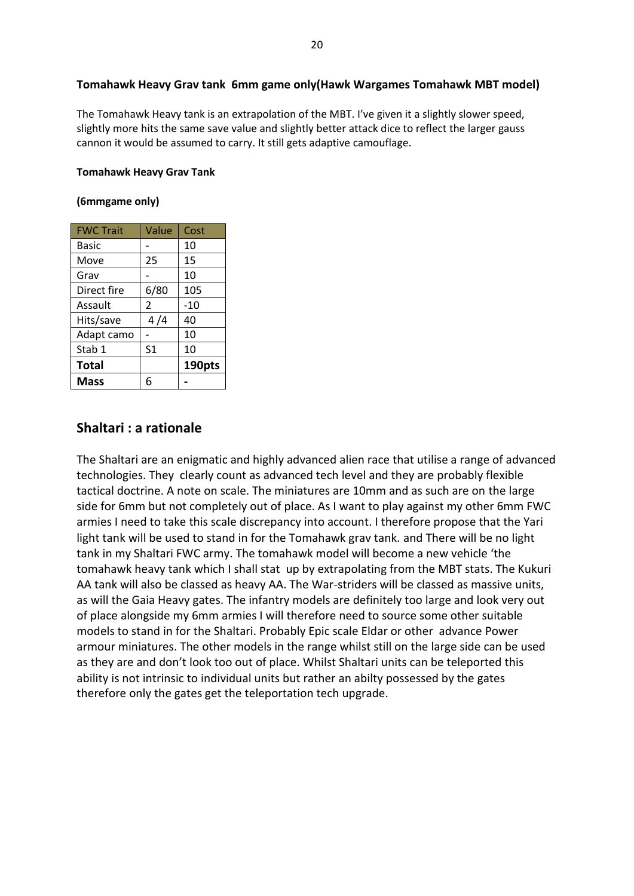**Tomahawk Heavy Grav tank 6mm game only(Hawk Wargames Tomahawk MBT model)**

The Tomahawk Heavy tank is an extrapolation of the MBT. I've given it a slightly slower speed, slightly more hits the same save value and slightly better attack dice to reflect the larger gauss cannon it would be assumed to carry. It still gets adaptive camouflage.

**Tomahawk Heavy Grav Tank**

**(6mmgame only)**

| FWC Trait | Value | Cost |
|---|---|---|
| Basic | - | 10 |
| Move | 25 | 15 |
| Grav | - | 10 |
| Direct fire | 6/80 | 105 |
| Assault | 2 | -10 |
| Hits/save | 4 /4 | 40 |
| Adapt camo | - | 10 |
| Stab 1 | S1 | 10 |
| **Total** | | **190pts** |
| **Mass** | 6 | **-** |

## Shaltari : a rationale

The Shaltari are an enigmatic and highly advanced alien race that utilise a range of advanced technologies. They clearly count as advanced tech level and they are probably flexible tactical doctrine. A note on scale. The miniatures are 10mm and as such are on the large side for 6mm but not completely out of place. As I want to play against my other 6mm FWC armies I need to take this scale discrepancy into account. I therefore propose that the Yari light tank will be used to stand in for the Tomahawk grav tank. and There will be no light tank in my Shaltari FWC army. The tomahawk model will become a new vehicle 'the tomahawk heavy tank which I shall stat up by extrapolating from the MBT stats. The Kukuri AA tank will also be classed as heavy AA. The War-striders will be classed as massive units, as will the Gaia Heavy gates. The infantry models are definitely too large and look very out of place alongside my 6mm armies I will therefore need to source some other suitable models to stand in for the Shaltari. Probably Epic scale Eldar or other advance Power armour miniatures. The other models in the range whilst still on the large side can be used as they are and don't look too out of place. Whilst Shaltari units can be teleported this ability is not intrinsic to individual units but rather an abilty possessed by the gates therefore only the gates get the teleportation tech upgrade.